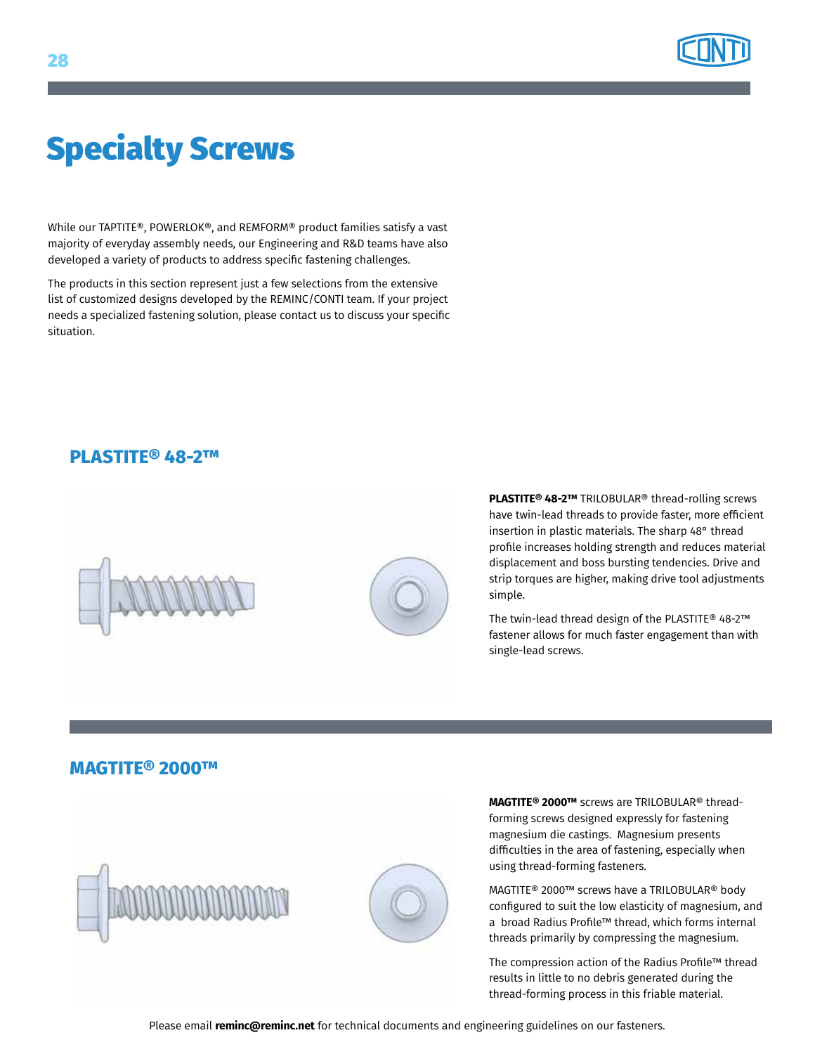# Specialty Screws

While our TAPTITE®, POWERLOK®, and REMFORM® product families satisfy a vast majority of everyday assembly needs, our Engineering and R&D teams have also developed a variety of products to address specific fastening challenges.

The products in this section represent just a few selections from the extensive list of customized designs developed by the REMINC/CONTI team. If your project needs a specialized fastening solution, please contact us to discuss your specific situation.

## PLASTITE® 48-2™

**PLASTITE® 48-2™** TRILOBULAR® thread-rolling screws have twin-lead threads to provide faster, more efficient insertion in plastic materials. The sharp 48° thread profile increases holding strength and reduces material displacement and boss bursting tendencies. Drive and strip torques are higher, making drive tool adjustments simple.

The twin-lead thread design of the PLASTITE® 48-2™ fastener allows for much faster engagement than with single-lead screws.

## MAGTITE® 2000™

**MAGTITE® 2000™** screws are TRILOBULAR® thread-forming screws designed expressly for fastening magnesium die castings. Magnesium presents difficulties in the area of fastening, especially when using thread-forming fasteners.

MAGTITE® 2000™ screws have a TRILOBULAR® body configured to suit the low elasticity of magnesium, and a broad Radius Profile™ thread, which forms internal threads primarily by compressing the magnesium.

The compression action of the Radius Profile™ thread results in little to no debris generated during the thread-forming process in this friable material.

Please email **reminc@reminc.net** for technical documents and engineering guidelines on our fasteners.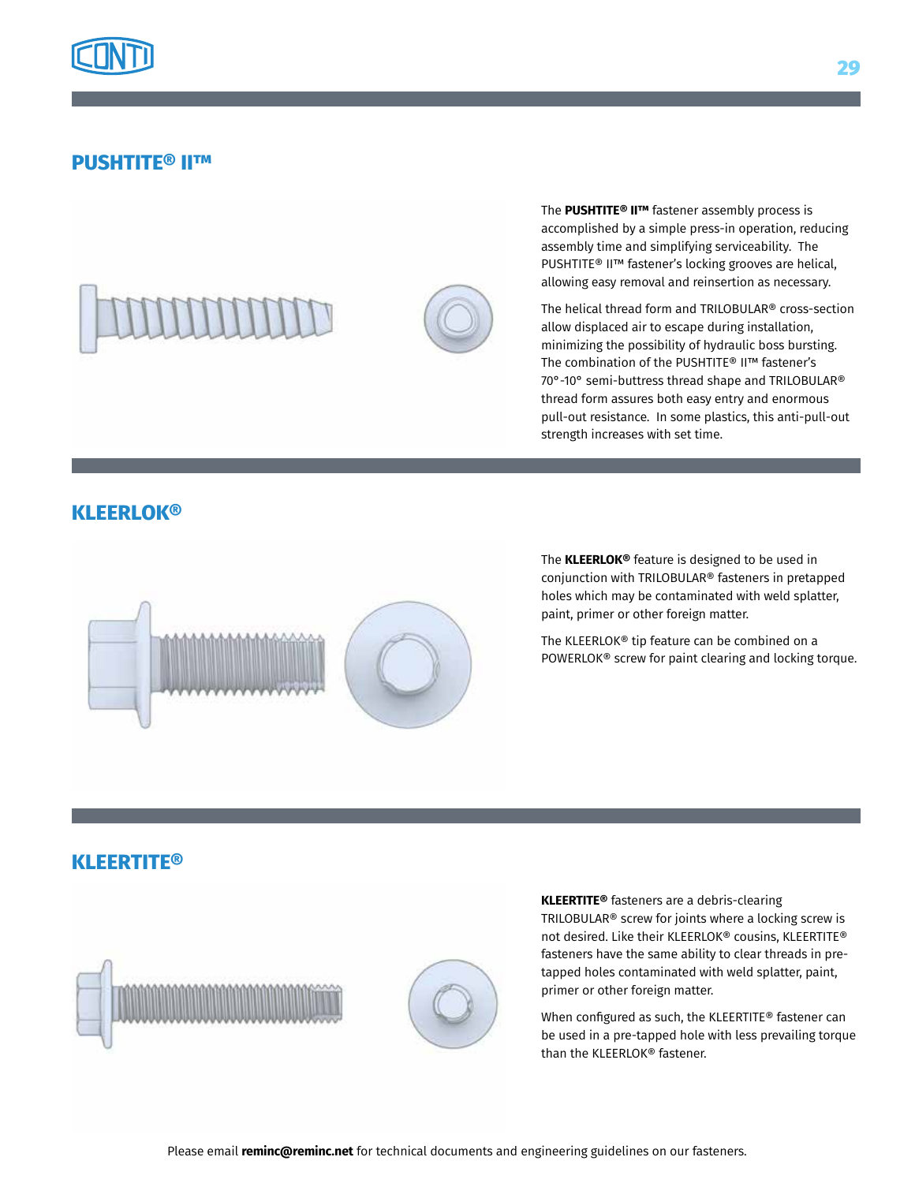## PUSHTITE® II™

The **PUSHTITE® II™** fastener assembly process is accomplished by a simple press-in operation, reducing assembly time and simplifying serviceability. The PUSHTITE® II™ fastener's locking grooves are helical, allowing easy removal and reinsertion as necessary.

The helical thread form and TRILOBULAR® cross-section allow displaced air to escape during installation, minimizing the possibility of hydraulic boss bursting. The combination of the PUSHTITE® II™ fastener's 70°-10° semi-buttress thread shape and TRILOBULAR® thread form assures both easy entry and enormous pull-out resistance. In some plastics, this anti-pull-out strength increases with set time.

## KLEERLOK®

The **KLEERLOK®** feature is designed to be used in conjunction with TRILOBULAR® fasteners in pretapped holes which may be contaminated with weld splatter, paint, primer or other foreign matter.

The KLEERLOK® tip feature can be combined on a POWERLOK® screw for paint clearing and locking torque.

## KLEERTITE®

**KLEERTITE®** fasteners are a debris-clearing TRILOBULAR® screw for joints where a locking screw is not desired. Like their KLEERLOK® cousins, KLEERTITE® fasteners have the same ability to clear threads in pre-tapped holes contaminated with weld splatter, paint, primer or other foreign matter.

When configured as such, the KLEERTITE® fastener can be used in a pre-tapped hole with less prevailing torque than the KLEERLOK® fastener.

Please email **reminc@reminc.net** for technical documents and engineering guidelines on our fasteners.